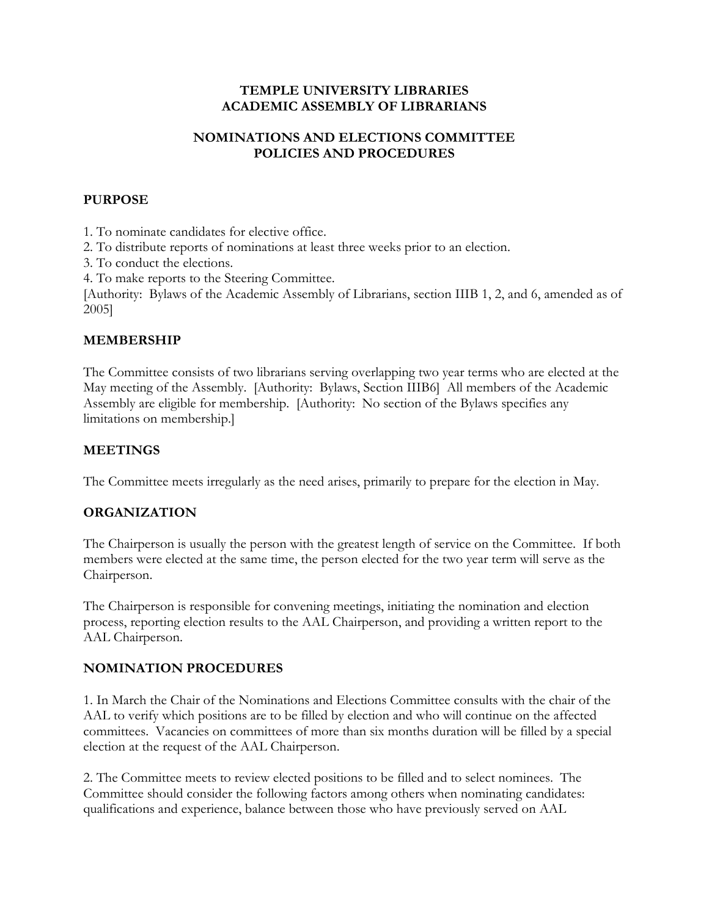# TEMPLE UNIVERSITY LIBRARIES
# ACADEMIC ASSEMBLY OF LIBRARIANS

## NOMINATIONS AND ELECTIONS COMMITTEE
## POLICIES AND PROCEDURES

### PURPOSE

1. To nominate candidates for elective office.
2. To distribute reports of nominations at least three weeks prior to an election.
3. To conduct the elections.
4. To make reports to the Steering Committee.

[Authority: Bylaws of the Academic Assembly of Librarians, section IIIB 1, 2, and 6, amended as of 2005]

### MEMBERSHIP

The Committee consists of two librarians serving overlapping two year terms who are elected at the May meeting of the Assembly. [Authority: Bylaws, Section IIIB6] All members of the Academic Assembly are eligible for membership. [Authority: No section of the Bylaws specifies any limitations on membership.]

### MEETINGS

The Committee meets irregularly as the need arises, primarily to prepare for the election in May.

### ORGANIZATION

The Chairperson is usually the person with the greatest length of service on the Committee. If both members were elected at the same time, the person elected for the two year term will serve as the Chairperson.

The Chairperson is responsible for convening meetings, initiating the nomination and election process, reporting election results to the AAL Chairperson, and providing a written report to the AAL Chairperson.

### NOMINATION PROCEDURES

1. In March the Chair of the Nominations and Elections Committee consults with the chair of the AAL to verify which positions are to be filled by election and who will continue on the affected committees. Vacancies on committees of more than six months duration will be filled by a special election at the request of the AAL Chairperson.

2. The Committee meets to review elected positions to be filled and to select nominees. The Committee should consider the following factors among others when nominating candidates: qualifications and experience, balance between those who have previously served on AAL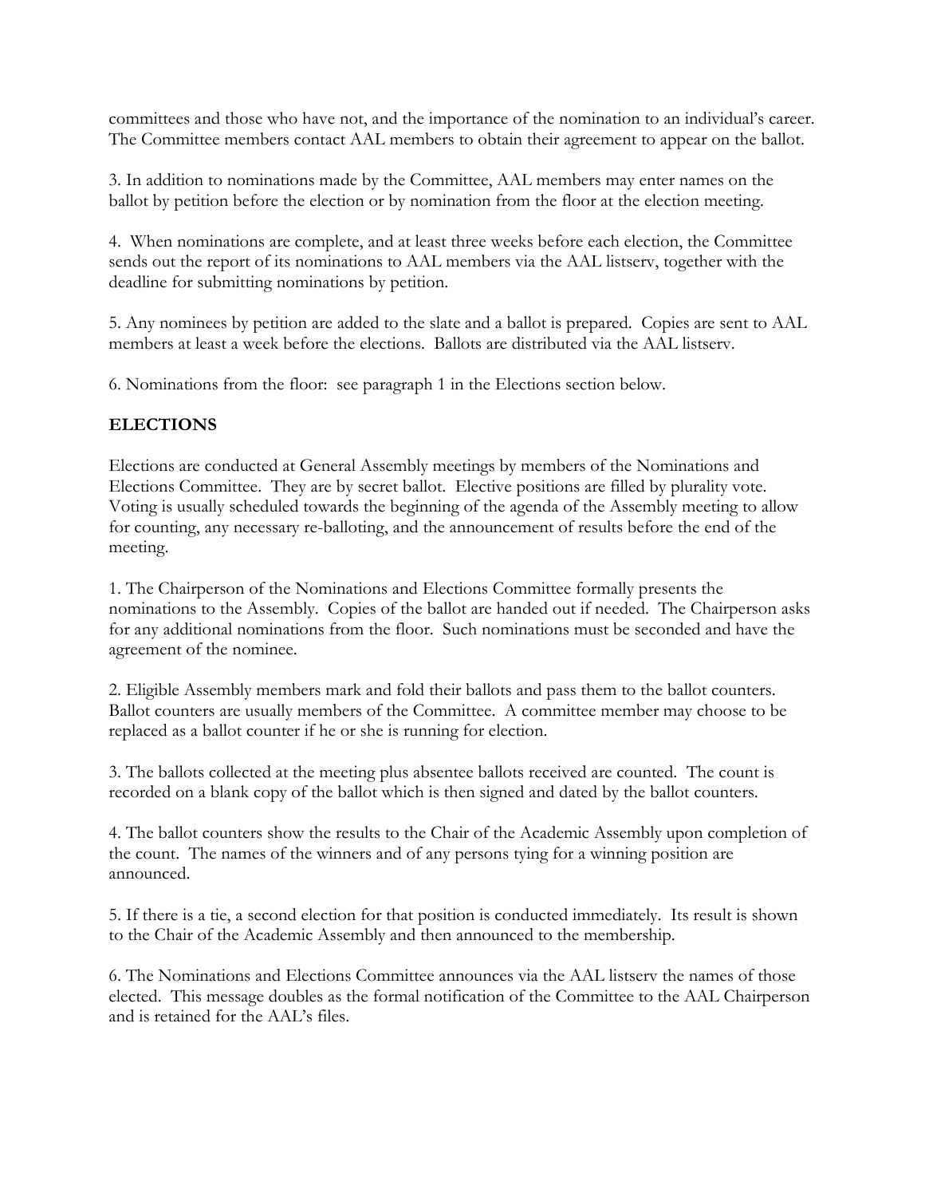committees and those who have not, and the importance of the nomination to an individual's career. The Committee members contact AAL members to obtain their agreement to appear on the ballot.

3. In addition to nominations made by the Committee, AAL members may enter names on the ballot by petition before the election or by nomination from the floor at the election meeting.

4. When nominations are complete, and at least three weeks before each election, the Committee sends out the report of its nominations to AAL members via the AAL listserv, together with the deadline for submitting nominations by petition.

5. Any nominees by petition are added to the slate and a ballot is prepared. Copies are sent to AAL members at least a week before the elections. Ballots are distributed via the AAL listserv.

6. Nominations from the floor: see paragraph 1 in the Elections section below.

## ELECTIONS

Elections are conducted at General Assembly meetings by members of the Nominations and Elections Committee. They are by secret ballot. Elective positions are filled by plurality vote. Voting is usually scheduled towards the beginning of the agenda of the Assembly meeting to allow for counting, any necessary re-balloting, and the announcement of results before the end of the meeting.

1. The Chairperson of the Nominations and Elections Committee formally presents the nominations to the Assembly. Copies of the ballot are handed out if needed. The Chairperson asks for any additional nominations from the floor. Such nominations must be seconded and have the agreement of the nominee.

2. Eligible Assembly members mark and fold their ballots and pass them to the ballot counters. Ballot counters are usually members of the Committee. A committee member may choose to be replaced as a ballot counter if he or she is running for election.

3. The ballots collected at the meeting plus absentee ballots received are counted. The count is recorded on a blank copy of the ballot which is then signed and dated by the ballot counters.

4. The ballot counters show the results to the Chair of the Academic Assembly upon completion of the count. The names of the winners and of any persons tying for a winning position are announced.

5. If there is a tie, a second election for that position is conducted immediately. Its result is shown to the Chair of the Academic Assembly and then announced to the membership.

6. The Nominations and Elections Committee announces via the AAL listserv the names of those elected. This message doubles as the formal notification of the Committee to the AAL Chairperson and is retained for the AAL's files.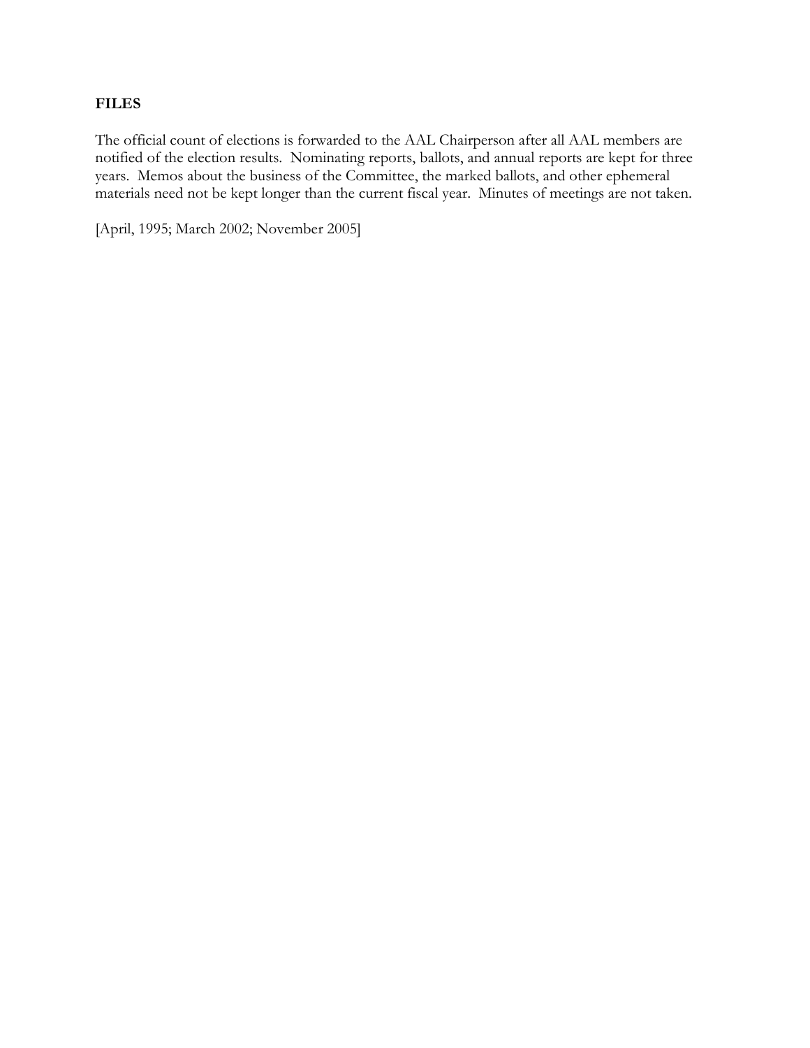**FILES**

The official count of elections is forwarded to the AAL Chairperson after all AAL members are notified of the election results. Nominating reports, ballots, and annual reports are kept for three years. Memos about the business of the Committee, the marked ballots, and other ephemeral materials need not be kept longer than the current fiscal year. Minutes of meetings are not taken.

[April, 1995; March 2002; November 2005]